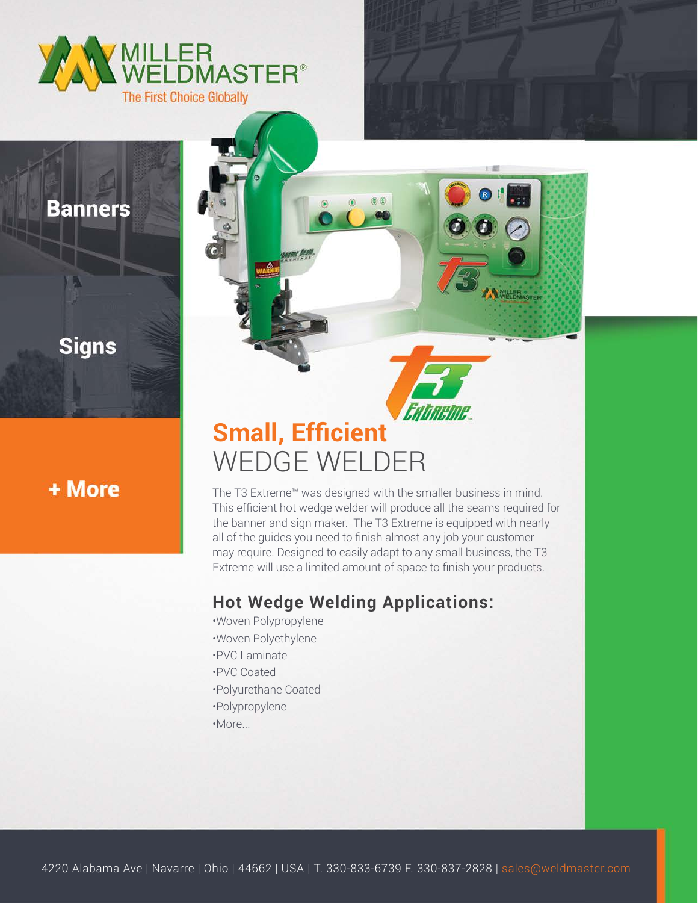MILLER WELDMASTER®

The First Choice Globally

**Banners**

**Signs**

**+ More**

## Small, Efficient
# WEDGE WELDER

The T3 Extreme™ was designed with the smaller business in mind. This efficient hot wedge welder will produce all the seams required for the banner and sign maker. The T3 Extreme is equipped with nearly all of the guides you need to finish almost any job your customer may require. Designed to easily adapt to any small business, the T3 Extreme will use a limited amount of space to finish your products.

### Hot Wedge Welding Applications:

- Woven Polypropylene
- Woven Polyethylene
- PVC Laminate
- PVC Coated
- Polyurethane Coated
- Polypropylene
- More...

4220 Alabama Ave | Navarre | Ohio | 44662 | USA | T. 330-833-6739 F. 330-837-2828 | sales@weldmaster.com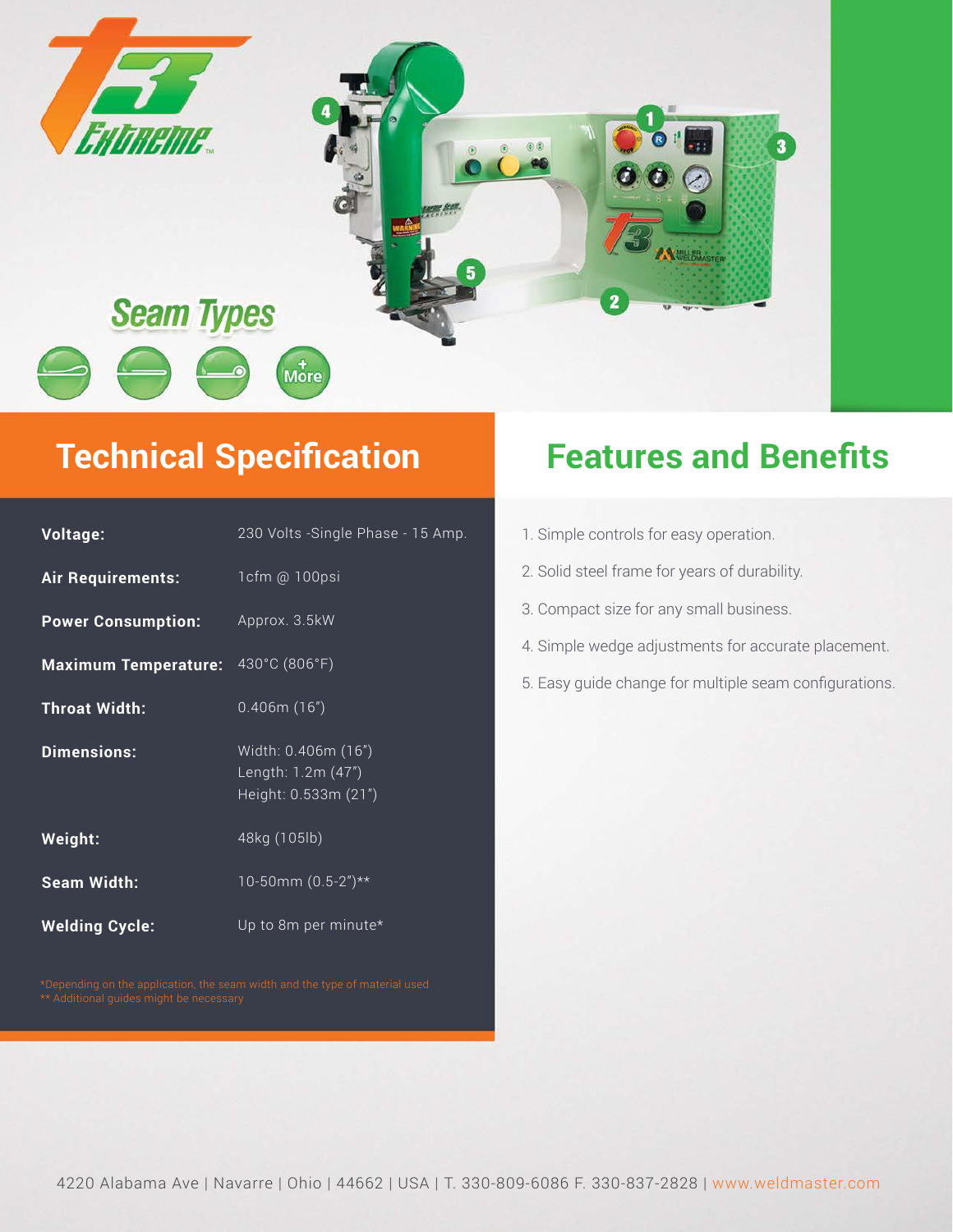T3 Extreme™

## Seam Types

More

## Technical Specification

| | |
|---|---|
| **Voltage:** | 230 Volts -Single Phase - 15 Amp. |
| **Air Requirements:** | 1cfm @ 100psi |
| **Power Consumption:** | Approx. 3.5kW |
| **Maximum Temperature:** | 430°C (806°F) |
| **Throat Width:** | 0.406m (16”) |
| **Dimensions:** | Width: 0.406m (16”)<br>Length: 1.2m (47”)<br>Height: 0.533m (21”) |
| **Weight:** | 48kg (105lb) |
| **Seam Width:** | 10-50mm (0.5-2”)** |
| **Welding Cycle:** | Up to 8m per minute* |

*Depending on the application, the seam width and the type of material used
** Additional guides might be necessary

## Features and Benefits

1. Simple controls for easy operation.
2. Solid steel frame for years of durability.
3. Compact size for any small business.
4. Simple wedge adjustments for accurate placement.
5. Easy guide change for multiple seam configurations.

4220 Alabama Ave | Navarre | Ohio | 44662 | USA | T. 330-809-6086 F. 330-837-2828 | www.weldmaster.com